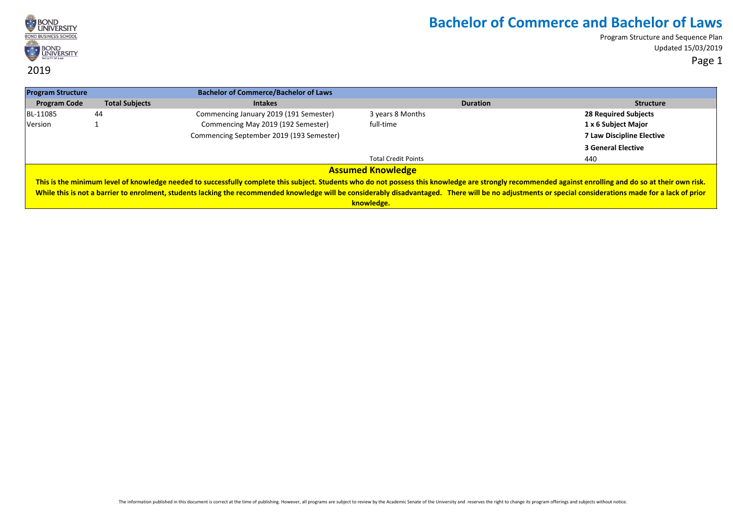2019

# Bachelor of Commerce and Bachelor of Laws

Program Structure and Sequence Plan
Updated 15/03/2019

| Program Structure | | Bachelor of Commerce/Bachelor of Laws | | |
|---|---|---|---|---|
| **Program Code** | **Total Subjects** | **Intakes** | **Duration** | **Structure** |
| BL-11085 | 44 | Commencing January 2019 (191 Semester) | 3 years 8 Months | **28 Required Subjects** |
| Version | 1 | Commencing May 2019 (192 Semester) | full-time | **1 x 6 Subject Major** |
| | | Commencing September 2019 (193 Semester) | | **7 Law Discipline Elective** |
| | | | | **3 General Elective** |
| | | | Total Credit Points | 440 |

## Assumed Knowledge

**This is the minimum level of knowledge needed to successfully complete this subject. Students who do not possess this knowledge are strongly recommended against enrolling and do so at their own risk. While this is not a barrier to enrolment, students lacking the recommended knowledge will be considerably disadvantaged. There will be no adjustments or special considerations made for a lack of prior knowledge.**

The information published in this document is correct at the time of publishing. However, all programs are subject to review by the Academic Senate of the University and reserves the right to change its program offerings and subjects without notice.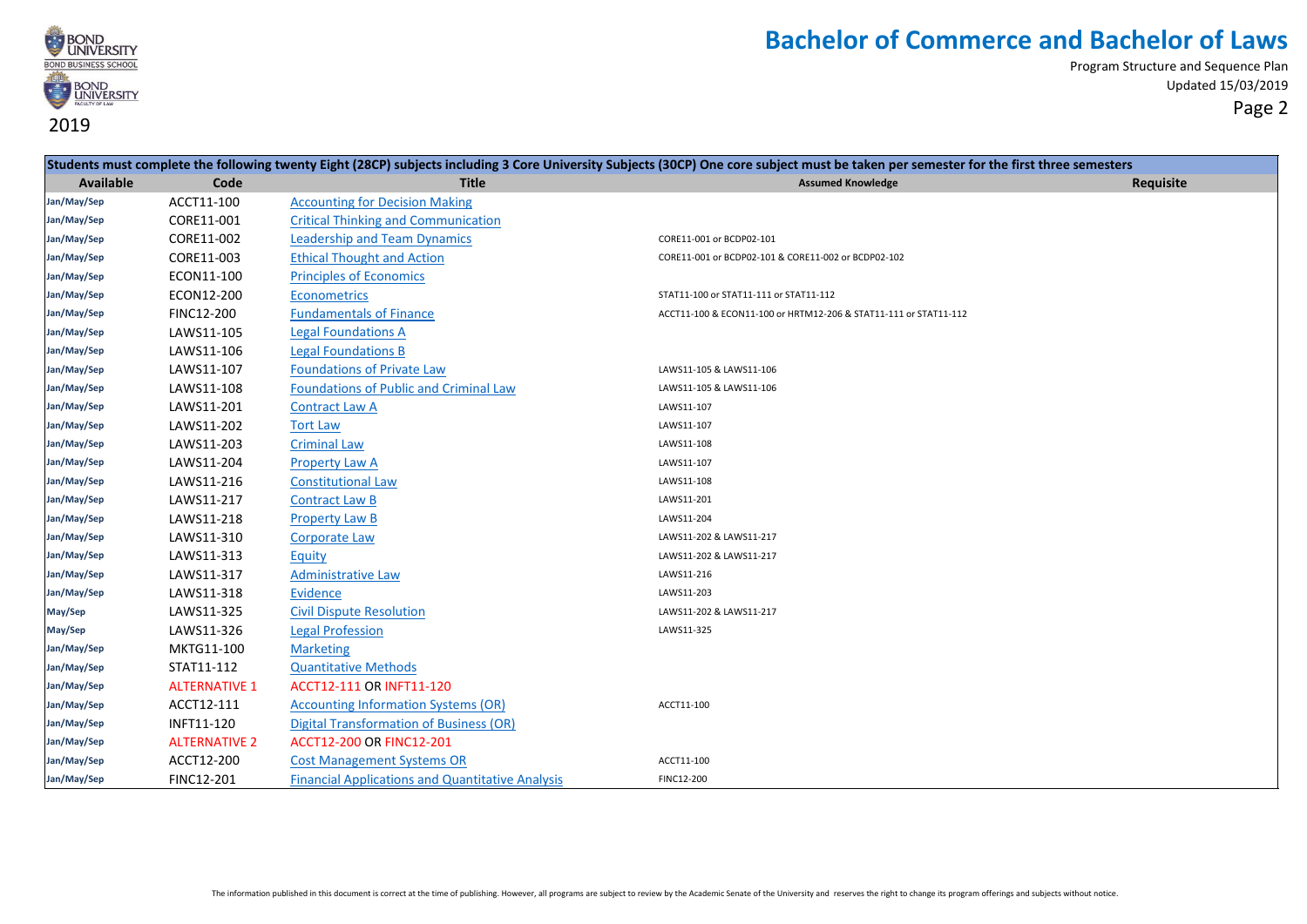# Bachelor of Commerce and Bachelor of Laws

Program Structure and Sequence Plan

Updated 15/03/2019

2019

| Students must complete the following twenty Eight (28CP) subjects including 3 Core University Subjects (30CP) One core subject must be taken per semester for the first three semesters | | | | |
|---|---|---|---|---|
| **Available** | **Code** | **Title** | **Assumed Knowledge** | **Requisite** |
| Jan/May/Sep | ACCT11-100 | Accounting for Decision Making | | |
| Jan/May/Sep | CORE11-001 | Critical Thinking and Communication | | |
| Jan/May/Sep | CORE11-002 | Leadership and Team Dynamics | CORE11-001 or BCDP02-101 | |
| Jan/May/Sep | CORE11-003 | Ethical Thought and Action | CORE11-001 or BCDP02-101 & CORE11-002 or BCDP02-102 | |
| Jan/May/Sep | ECON11-100 | Principles of Economics | | |
| Jan/May/Sep | ECON12-200 | Econometrics | STAT11-100 or STAT11-111 or STAT11-112 | |
| Jan/May/Sep | FINC12-200 | Fundamentals of Finance | ACCT11-100 & ECON11-100 or HRTM12-206 & STAT11-111 or STAT11-112 | |
| Jan/May/Sep | LAWS11-105 | Legal Foundations A | | |
| Jan/May/Sep | LAWS11-106 | Legal Foundations B | | |
| Jan/May/Sep | LAWS11-107 | Foundations of Private Law | LAWS11-105 & LAWS11-106 | |
| Jan/May/Sep | LAWS11-108 | Foundations of Public and Criminal Law | LAWS11-105 & LAWS11-106 | |
| Jan/May/Sep | LAWS11-201 | Contract Law A | LAWS11-107 | |
| Jan/May/Sep | LAWS11-202 | Tort Law | LAWS11-107 | |
| Jan/May/Sep | LAWS11-203 | Criminal Law | LAWS11-108 | |
| Jan/May/Sep | LAWS11-204 | Property Law A | LAWS11-107 | |
| Jan/May/Sep | LAWS11-216 | Constitutional Law | LAWS11-108 | |
| Jan/May/Sep | LAWS11-217 | Contract Law B | LAWS11-201 | |
| Jan/May/Sep | LAWS11-218 | Property Law B | LAWS11-204 | |
| Jan/May/Sep | LAWS11-310 | Corporate Law | LAWS11-202 & LAWS11-217 | |
| Jan/May/Sep | LAWS11-313 | Equity | LAWS11-202 & LAWS11-217 | |
| Jan/May/Sep | LAWS11-317 | Administrative Law | LAWS11-216 | |
| Jan/May/Sep | LAWS11-318 | Evidence | LAWS11-203 | |
| May/Sep | LAWS11-325 | Civil Dispute Resolution | LAWS11-202 & LAWS11-217 | |
| May/Sep | LAWS11-326 | Legal Profession | LAWS11-325 | |
| Jan/May/Sep | MKTG11-100 | Marketing | | |
| Jan/May/Sep | STAT11-112 | Quantitative Methods | | |
| Jan/May/Sep | ALTERNATIVE 1 | ACCT12-111 OR INFT11-120 | | |
| Jan/May/Sep | ACCT12-111 | Accounting Information Systems (OR) | ACCT11-100 | |
| Jan/May/Sep | INFT11-120 | Digital Transformation of Business (OR) | | |
| Jan/May/Sep | ALTERNATIVE 2 | ACCT12-200 OR FINC12-201 | | |
| Jan/May/Sep | ACCT12-200 | Cost Management Systems OR | ACCT11-100 | |
| Jan/May/Sep | FINC12-201 | Financial Applications and Quantitative Analysis | FINC12-200 | |

The information published in this document is correct at the time of publishing. However, all programs are subject to review by the Academic Senate of the University and reserves the right to change its program offerings and subjects without notice.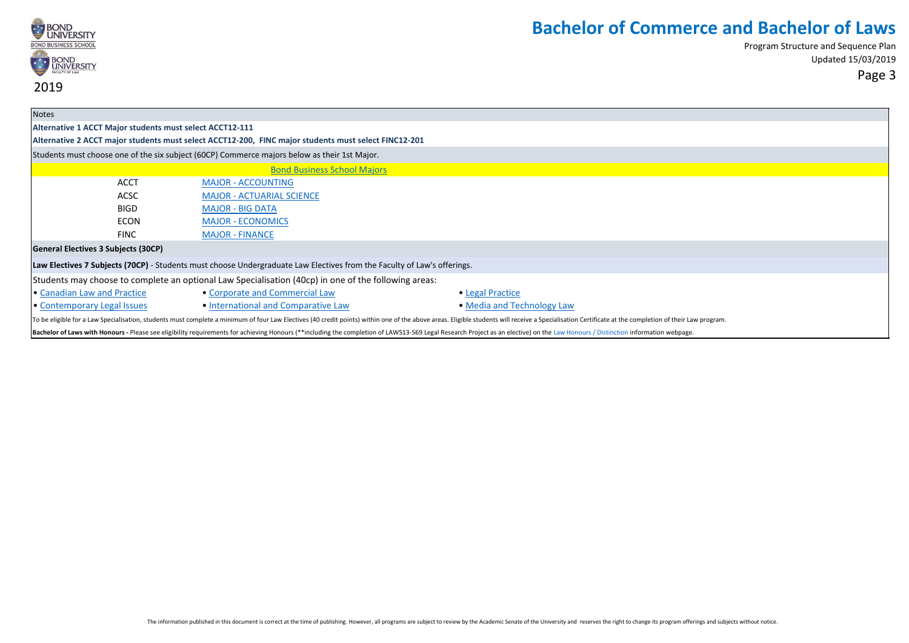# Bachelor of Commerce and Bachelor of Laws

Program Structure and Sequence Plan

Updated 15/03/2019

2019

**Notes**

**Alternative 1 ACCT Major students must select ACCT12-111**

**Alternative 2 ACCT major students must select ACCT12-200, FINC major students must select FINC12-201**

Students must choose one of the six subject (60CP) Commerce majors below as their 1st Major.

| Bond Business School Majors | |
|---|---|
| ACCT | MAJOR - ACCOUNTING |
| ACSC | MAJOR - ACTUARIAL SCIENCE |
| BIGD | MAJOR - BIG DATA |
| ECON | MAJOR - ECONOMICS |
| FINC | MAJOR - FINANCE |

**General Electives 3 Subjects (30CP)**

**Law Electives 7 Subjects (70CP)** - Students must choose Undergraduate Law Electives from the Faculty of Law's offerings.

Students may choose to complete an optional Law Specialisation (40cp) in one of the following areas:

- Canadian Law and Practice
- Corporate and Commercial Law
- Legal Practice
- Contemporary Legal Issues
- International and Comparative Law
- Media and Technology Law

To be eligible for a Law Specialisation, students must complete a minimum of four Law Electives (40 credit points) within one of the above areas. Eligible students will receive a Specialisation Certificate at the completion of their Law program.

**Bachelor of Laws with Honours -** Please see eligibility requirements for achieving Honours (**including the completion of LAWS13-569 Legal Research Project as an elective) on the Law Honours / Distinction information webpage.

The information published in this document is correct at the time of publishing. However, all programs are subject to review by the Academic Senate of the University and reserves the right to change its program offerings and subjects without notice.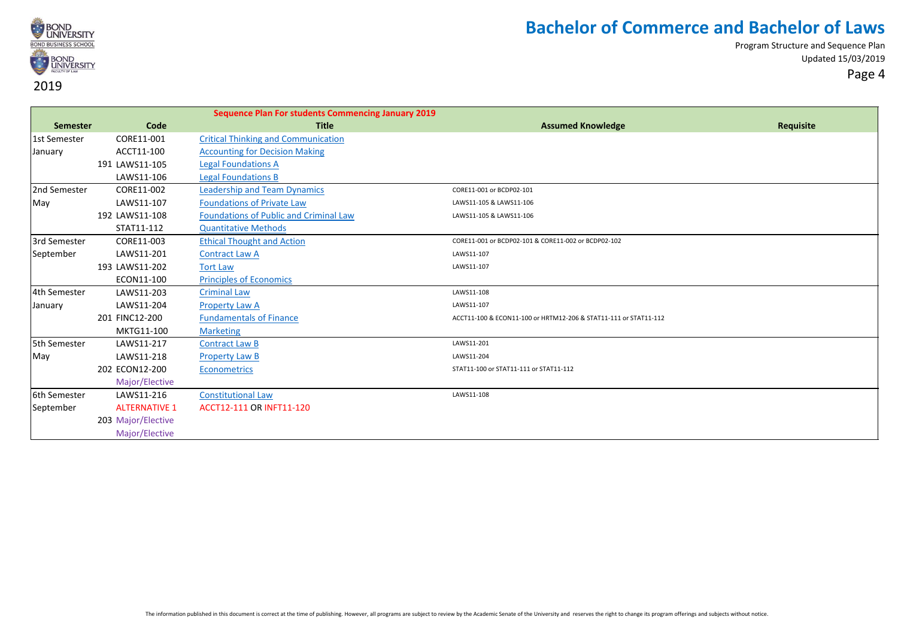# Bachelor of Commerce and Bachelor of Laws

Program Structure and Sequence Plan
Updated 15/03/2019

2019

| Semester | | Code | Title | Assumed Knowledge | Requisite |
|---|---|---|---|---|---|
| | | | **Sequence Plan For students Commencing January 2019** | | |
| **Semester** | | **Code** | **Title** | **Assumed Knowledge** | **Requisite** |
| 1st Semester | | CORE11-001 | Critical Thinking and Communication | | |
| January | | ACCT11-100 | Accounting for Decision Making | | |
| | 191 | LAWS11-105 | Legal Foundations A | | |
| | | LAWS11-106 | Legal Foundations B | | |
| 2nd Semester | | CORE11-002 | Leadership and Team Dynamics | CORE11-001 or BCDP02-101 | |
| May | | LAWS11-107 | Foundations of Private Law | LAWS11-105 & LAWS11-106 | |
| | 192 | LAWS11-108 | Foundations of Public and Criminal Law | LAWS11-105 & LAWS11-106 | |
| | | STAT11-112 | Quantitative Methods | | |
| 3rd Semester | | CORE11-003 | Ethical Thought and Action | CORE11-001 or BCDP02-101 & CORE11-002 or BCDP02-102 | |
| September | | LAWS11-201 | Contract Law A | LAWS11-107 | |
| | 193 | LAWS11-202 | Tort Law | LAWS11-107 | |
| | | ECON11-100 | Principles of Economics | | |
| 4th Semester | | LAWS11-203 | Criminal Law | LAWS11-108 | |
| January | | LAWS11-204 | Property Law A | LAWS11-107 | |
| | 201 | FINC12-200 | Fundamentals of Finance | ACCT11-100 & ECON11-100 or HRTM12-206 & STAT11-111 or STAT11-112 | |
| | | MKTG11-100 | Marketing | | |
| 5th Semester | | LAWS11-217 | Contract Law B | LAWS11-201 | |
| May | | LAWS11-218 | Property Law B | LAWS11-204 | |
| | 202 | ECON12-200 | Econometrics | STAT11-100 or STAT11-111 or STAT11-112 | |
| | | Major/Elective | | | |
| 6th Semester | | LAWS11-216 | Constitutional Law | LAWS11-108 | |
| September | | ALTERNATIVE 1 | ACCT12-111 OR INFT11-120 | | |
| | 203 | Major/Elective | | | |
| | | Major/Elective | | | |

The information published in this document is correct at the time of publishing. However, all programs are subject to review by the Academic Senate of the University and reserves the right to change its program offerings and subjects without notice.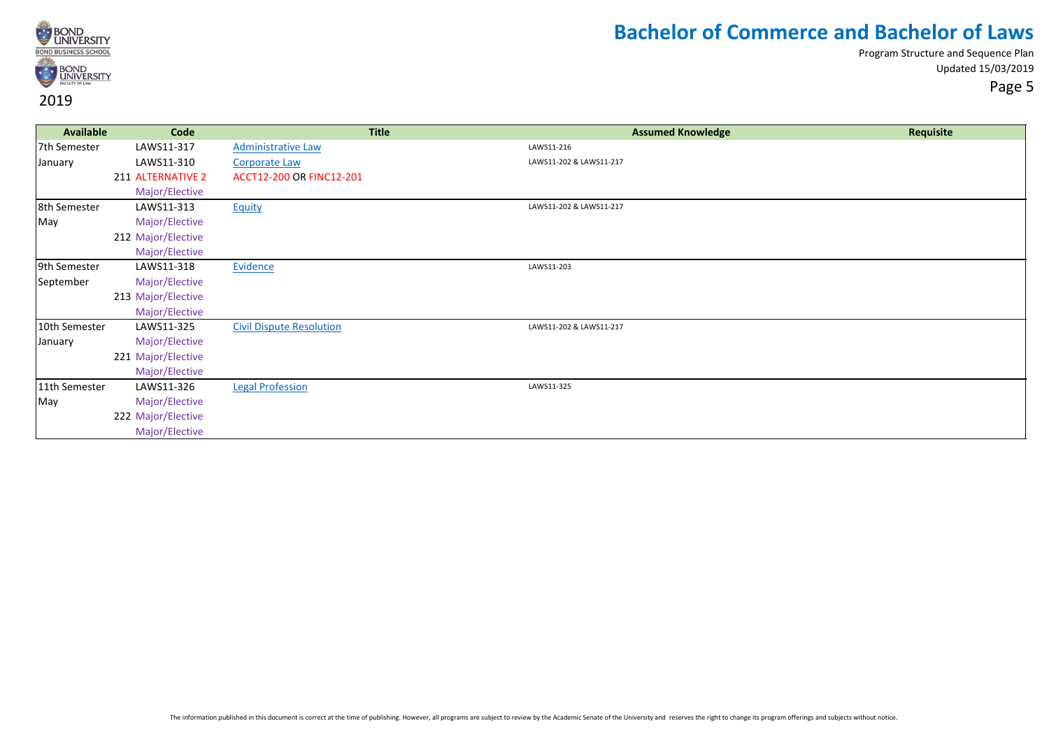# Bachelor of Commerce and Bachelor of Laws

Program Structure and Sequence Plan
Updated 15/03/2019

2019

| Available | Code | Title | Assumed Knowledge | Requisite |
|---|---|---|---|---|
| 7th Semester | LAWS11-317 | Administrative Law | LAWS11-216 | |
| January | LAWS11-310 | Corporate Law | LAWS11-202 & LAWS11-217 | |
| | 211 ALTERNATIVE 2 | ACCT12-200 OR FINC12-201 | | |
| | Major/Elective | | | |
| 8th Semester | LAWS11-313 | Equity | LAWS11-202 & LAWS11-217 | |
| May | Major/Elective | | | |
| | 212 Major/Elective | | | |
| | Major/Elective | | | |
| 9th Semester | LAWS11-318 | Evidence | LAWS11-203 | |
| September | Major/Elective | | | |
| | 213 Major/Elective | | | |
| | Major/Elective | | | |
| 10th Semester | LAWS11-325 | Civil Dispute Resolution | LAWS11-202 & LAWS11-217 | |
| January | Major/Elective | | | |
| | 221 Major/Elective | | | |
| | Major/Elective | | | |
| 11th Semester | LAWS11-326 | Legal Profession | LAWS11-325 | |
| May | Major/Elective | | | |
| | 222 Major/Elective | | | |
| | Major/Elective | | | |

The information published in this document is correct at the time of publishing. However, all programs are subject to review by the Academic Senate of the University and reserves the right to change its program offerings and subjects without notice.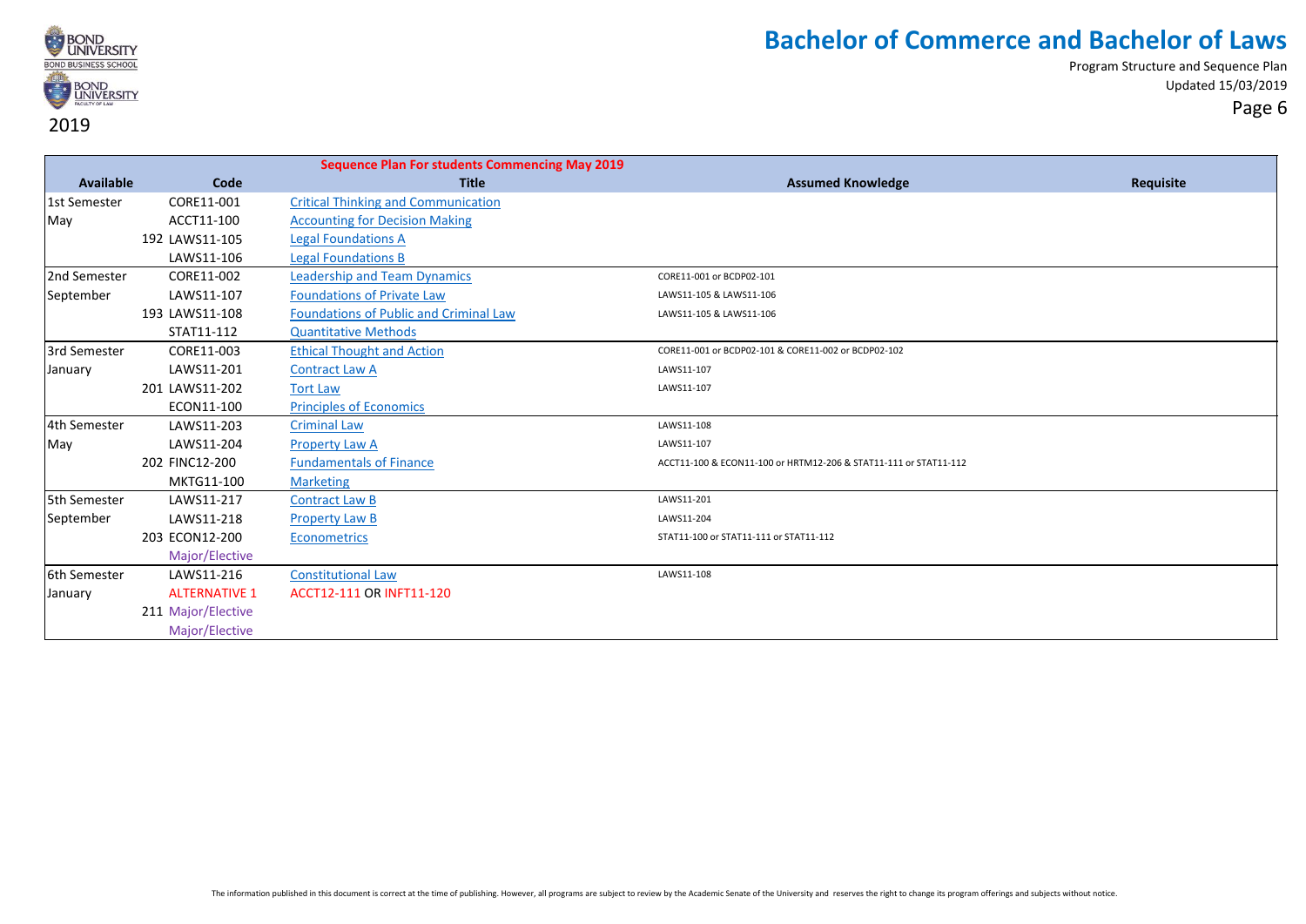# Bachelor of Commerce and Bachelor of Laws

Program Structure and Sequence Plan

Updated 15/03/2019

2019

| Available | Code | Title | Assumed Knowledge | Requisite |
|---|---|---|---|---|
| | | **Sequence Plan For students Commencing May 2019** | | |
| 1st Semester | CORE11-001 | Critical Thinking and Communication | | |
| May | ACCT11-100 | Accounting for Decision Making | | |
| 192 | LAWS11-105 | Legal Foundations A | | |
| | LAWS11-106 | Legal Foundations B | | |
| 2nd Semester | CORE11-002 | Leadership and Team Dynamics | CORE11-001 or BCDP02-101 | |
| September | LAWS11-107 | Foundations of Private Law | LAWS11-105 & LAWS11-106 | |
| 193 | LAWS11-108 | Foundations of Public and Criminal Law | LAWS11-105 & LAWS11-106 | |
| | STAT11-112 | Quantitative Methods | | |
| 3rd Semester | CORE11-003 | Ethical Thought and Action | CORE11-001 or BCDP02-101 & CORE11-002 or BCDP02-102 | |
| January | LAWS11-201 | Contract Law A | LAWS11-107 | |
| 201 | LAWS11-202 | Tort Law | LAWS11-107 | |
| | ECON11-100 | Principles of Economics | | |
| 4th Semester | LAWS11-203 | Criminal Law | LAWS11-108 | |
| May | LAWS11-204 | Property Law A | LAWS11-107 | |
| 202 | FINC12-200 | Fundamentals of Finance | ACCT11-100 & ECON11-100 or HRTM12-206 & STAT11-111 or STAT11-112 | |
| | MKTG11-100 | Marketing | | |
| 5th Semester | LAWS11-217 | Contract Law B | LAWS11-201 | |
| September | LAWS11-218 | Property Law B | LAWS11-204 | |
| 203 | ECON12-200 | Econometrics | STAT11-100 or STAT11-111 or STAT11-112 | |
| | Major/Elective | | | |
| 6th Semester | LAWS11-216 | Constitutional Law | LAWS11-108 | |
| January | ALTERNATIVE 1 | ACCT12-111 OR INFT11-120 | | |
| 211 | Major/Elective | | | |
| | Major/Elective | | | |

The information published in this document is correct at the time of publishing. However, all programs are subject to review by the Academic Senate of the University and reserves the right to change its program offerings and subjects without notice.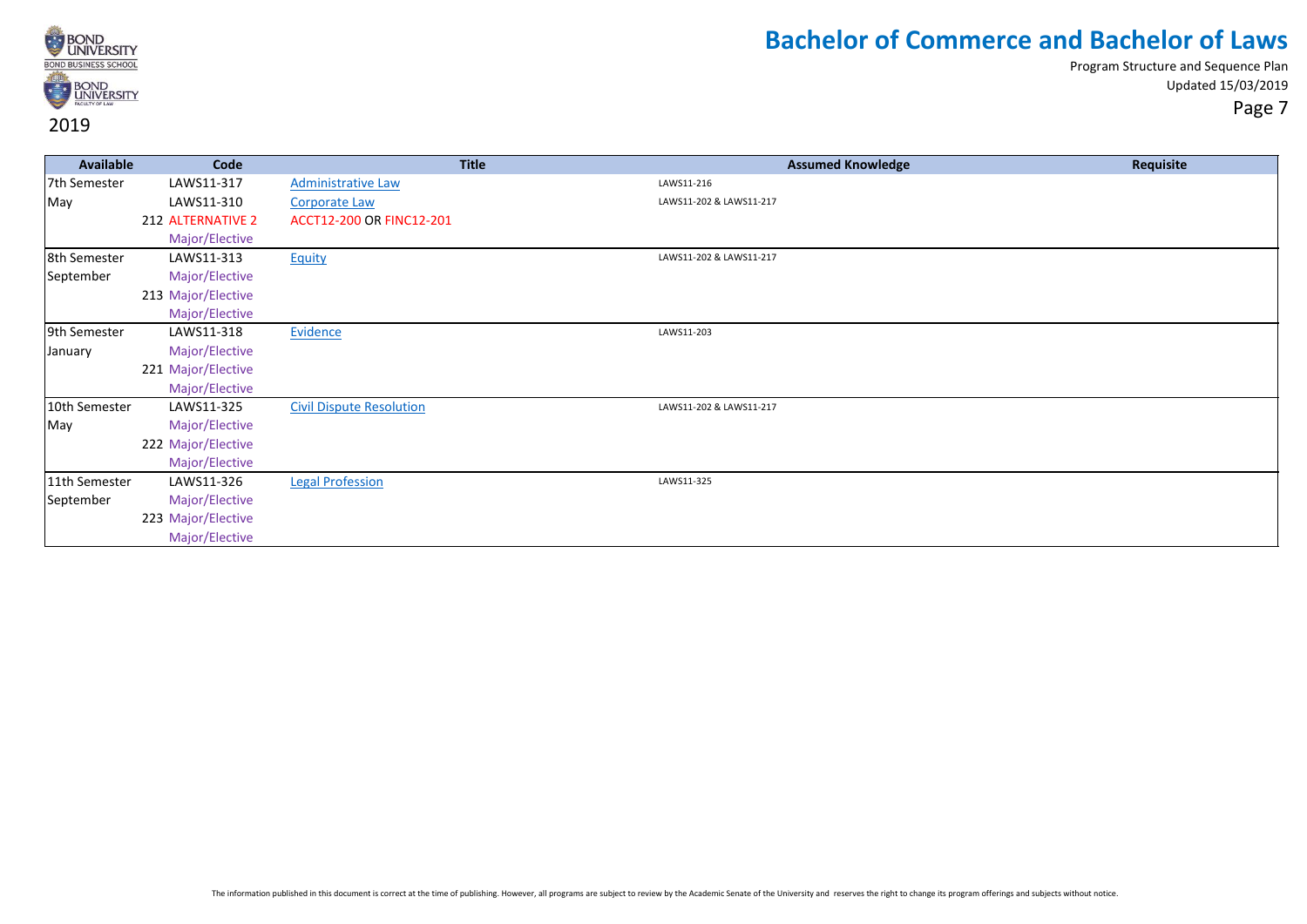# Bachelor of Commerce and Bachelor of Laws

Program Structure and Sequence Plan
Updated 15/03/2019

2019

| Available | Code | Title | Assumed Knowledge | Requisite |
|---|---|---|---|---|
| 7th Semester | LAWS11-317 | Administrative Law | LAWS11-216 | |
| May | LAWS11-310 | Corporate Law | LAWS11-202 & LAWS11-217 | |
| | 212 ALTERNATIVE 2 | ACCT12-200 OR FINC12-201 | | |
| | Major/Elective | | | |
| 8th Semester | LAWS11-313 | Equity | LAWS11-202 & LAWS11-217 | |
| September | Major/Elective | | | |
| | 213 Major/Elective | | | |
| | Major/Elective | | | |
| 9th Semester | LAWS11-318 | Evidence | LAWS11-203 | |
| January | Major/Elective | | | |
| | 221 Major/Elective | | | |
| | Major/Elective | | | |
| 10th Semester | LAWS11-325 | Civil Dispute Resolution | LAWS11-202 & LAWS11-217 | |
| May | Major/Elective | | | |
| | 222 Major/Elective | | | |
| | Major/Elective | | | |
| 11th Semester | LAWS11-326 | Legal Profession | LAWS11-325 | |
| September | Major/Elective | | | |
| | 223 Major/Elective | | | |
| | Major/Elective | | | |

The information published in this document is correct at the time of publishing. However, all programs are subject to review by the Academic Senate of the University and reserves the right to change its program offerings and subjects without notice.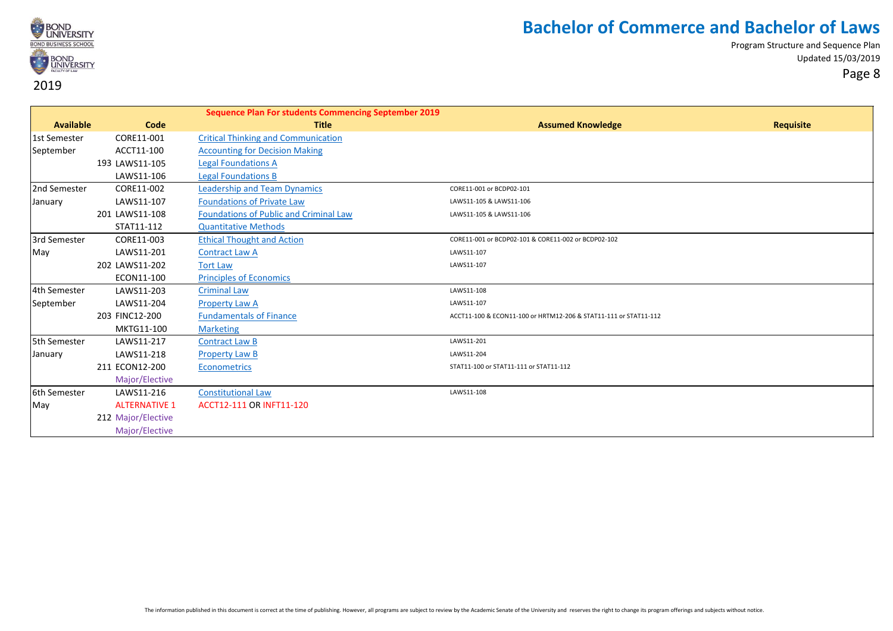# Bachelor of Commerce and Bachelor of Laws

Program Structure and Sequence Plan

Updated 15/03/2019

2019

| Available | Code | Title | Assumed Knowledge | Requisite |
|---|---|---|---|---|
| | | **Sequence Plan For students Commencing September 2019** | | |
| 1st Semester | CORE11-001 | Critical Thinking and Communication | | |
| September | ACCT11-100 | Accounting for Decision Making | | |
| | 193 LAWS11-105 | Legal Foundations A | | |
| | LAWS11-106 | Legal Foundations B | | |
| 2nd Semester | CORE11-002 | Leadership and Team Dynamics | CORE11-001 or BCDP02-101 | |
| January | LAWS11-107 | Foundations of Private Law | LAWS11-105 & LAWS11-106 | |
| | 201 LAWS11-108 | Foundations of Public and Criminal Law | LAWS11-105 & LAWS11-106 | |
| | STAT11-112 | Quantitative Methods | | |
| 3rd Semester | CORE11-003 | Ethical Thought and Action | CORE11-001 or BCDP02-101 & CORE11-002 or BCDP02-102 | |
| May | LAWS11-201 | Contract Law A | LAWS11-107 | |
| | 202 LAWS11-202 | Tort Law | LAWS11-107 | |
| | ECON11-100 | Principles of Economics | | |
| 4th Semester | LAWS11-203 | Criminal Law | LAWS11-108 | |
| September | LAWS11-204 | Property Law A | LAWS11-107 | |
| | 203 FINC12-200 | Fundamentals of Finance | ACCT11-100 & ECON11-100 or HRTM12-206 & STAT11-111 or STAT11-112 | |
| | MKTG11-100 | Marketing | | |
| 5th Semester | LAWS11-217 | Contract Law B | LAWS11-201 | |
| January | LAWS11-218 | Property Law B | LAWS11-204 | |
| | 211 ECON12-200 | Econometrics | STAT11-100 or STAT11-111 or STAT11-112 | |
| | Major/Elective | | | |
| 6th Semester | LAWS11-216 | Constitutional Law | LAWS11-108 | |
| May | ALTERNATIVE 1 | ACCT12-111 OR INFT11-120 | | |
| | 212 Major/Elective | | | |
| | Major/Elective | | | |

The information published in this document is correct at the time of publishing. However, all programs are subject to review by the Academic Senate of the University and reserves the right to change its program offerings and subjects without notice.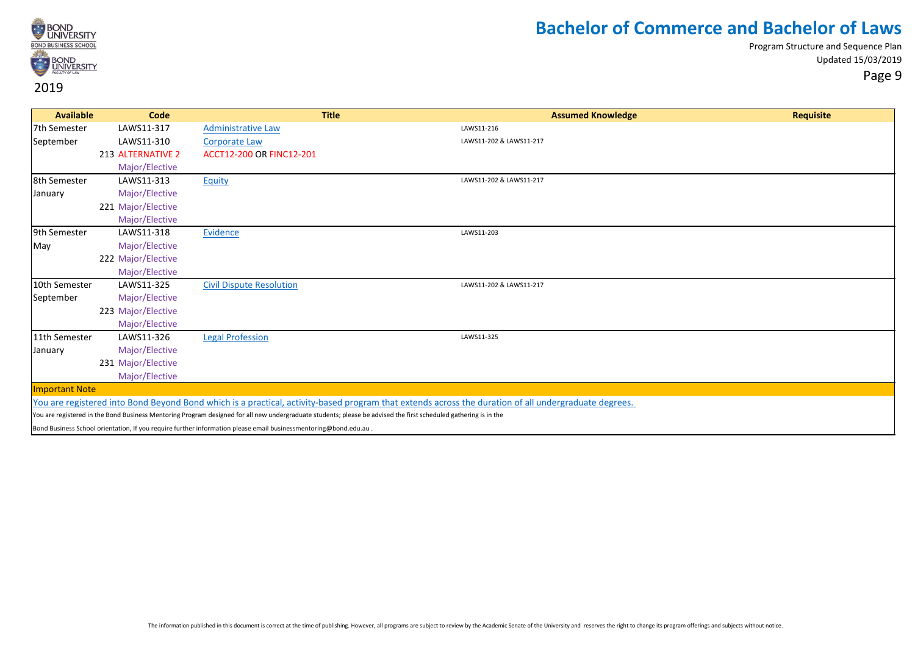# Bachelor of Commerce and Bachelor of Laws

Program Structure and Sequence Plan

Updated 15/03/2019

2019

| Available | Code | Title | Assumed Knowledge | Requisite |
|---|---|---|---|---|
| 7th Semester | LAWS11-317 | Administrative Law | LAWS11-216 | |
| September | LAWS11-310 | Corporate Law | LAWS11-202 & LAWS11-217 | |
| | 213 ALTERNATIVE 2 | ACCT12-200 OR FINC12-201 | | |
| | Major/Elective | | | |
| 8th Semester | LAWS11-313 | Equity | LAWS11-202 & LAWS11-217 | |
| January | Major/Elective | | | |
| | 221 Major/Elective | | | |
| | Major/Elective | | | |
| 9th Semester | LAWS11-318 | Evidence | LAWS11-203 | |
| May | Major/Elective | | | |
| | 222 Major/Elective | | | |
| | Major/Elective | | | |
| 10th Semester | LAWS11-325 | Civil Dispute Resolution | LAWS11-202 & LAWS11-217 | |
| September | Major/Elective | | | |
| | 223 Major/Elective | | | |
| | Major/Elective | | | |
| 11th Semester | LAWS11-326 | Legal Profession | LAWS11-325 | |
| January | Major/Elective | | | |
| | 231 Major/Elective | | | |
| | Major/Elective | | | |

**Important Note**

You are registered into Bond Beyond Bond which is a practical, activity-based program that extends across the duration of all undergraduate degrees.

You are registered in the Bond Business Mentoring Program designed for all new undergraduate students; please be advised the first scheduled gathering is in the Bond Business School orientation, If you require further information please email businessmentoring@bond.edu.au .

The information published in this document is correct at the time of publishing. However, all programs are subject to review by the Academic Senate of the University and reserves the right to change its program offerings and subjects without notice.